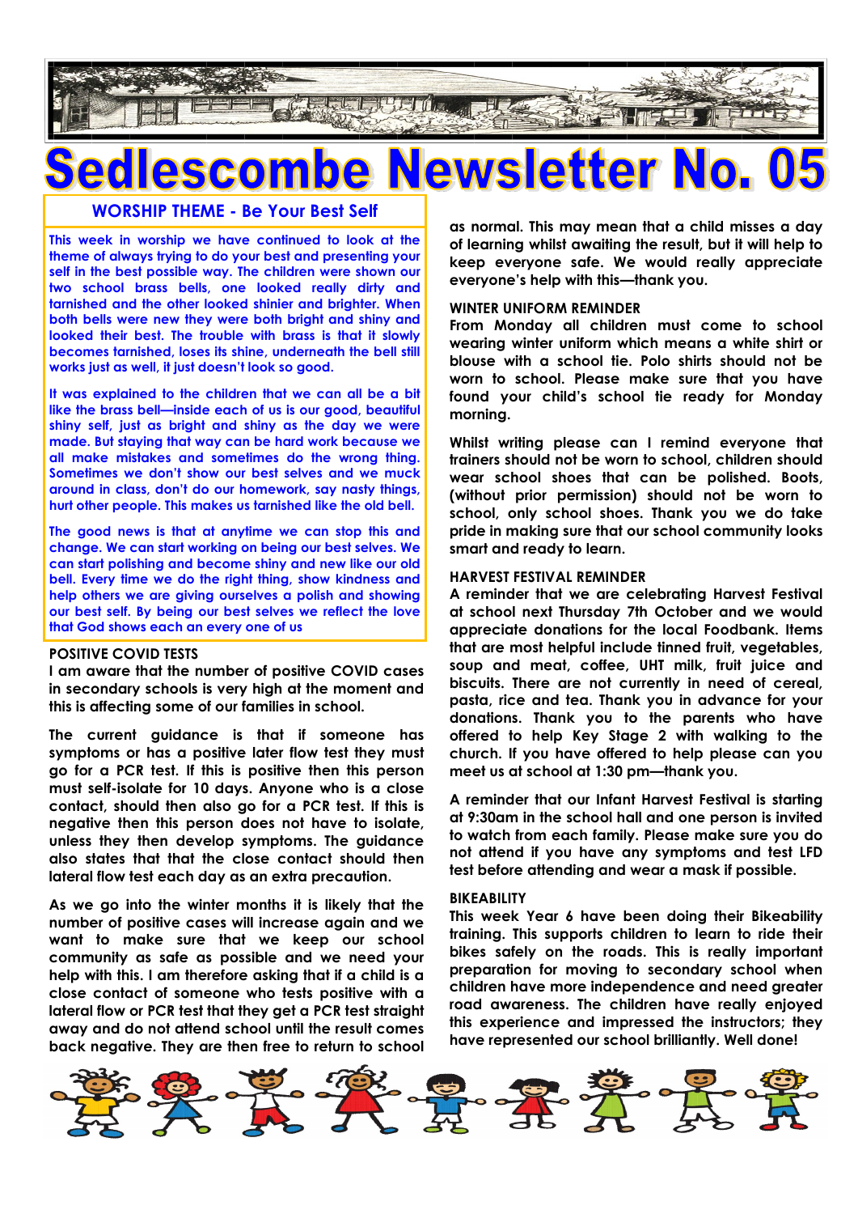# Sedlescombe Newsletter No. 05

## WORSHIP THEME - Be Your Best Self

This week in worship we have continued to look at the theme of always trying to do your best and presenting your self in the best possible way. The children were shown our two school brass bells, one looked really dirty and tarnished and the other looked shinier and brighter. When both bells were new they were both bright and shiny and looked their best. The trouble with brass is that it slowly becomes tarnished, loses its shine, underneath the bell still works just as well, it just doesn't look so good.

It was explained to the children that we can all be a bit like the brass bell—inside each of us is our good, beautiful shiny self, just as bright and shiny as the day we were made. But staying that way can be hard work because we all make mistakes and sometimes do the wrong thing. Sometimes we don't show our best selves and we muck around in class, don't do our homework, say nasty things, hurt other people. This makes us tarnished like the old bell.

The good news is that at anytime we can stop this and change. We can start working on being our best selves. We can start polishing and become shiny and new like our old bell. Every time we do the right thing, show kindness and help others we are giving ourselves a polish and showing our best self. By being our best selves we reflect the love that God shows each an every one of us

### POSITIVE COVID TESTS

I am aware that the number of positive COVID cases in secondary schools is very high at the moment and this is affecting some of our families in school.

The current guidance is that if someone has symptoms or has a positive later flow test they must go for a PCR test. If this is positive then this person must self-isolate for 10 days. Anyone who is a close contact, should then also go for a PCR test. If this is negative then this person does not have to isolate, unless they then develop symptoms. The guidance also states that that the close contact should then lateral flow test each day as an extra precaution.

As we go into the winter months it is likely that the number of positive cases will increase again and we want to make sure that we keep our school community as safe as possible and we need your help with this. I am therefore asking that if a child is a close contact of someone who tests positive with a lateral flow or PCR test that they get a PCR test straight away and do not attend school until the result comes back negative. They are then free to return to school as normal. This may mean that a child misses a day of learning whilst awaiting the result, but it will help to keep everyone safe. We would really appreciate everyone's help with this—thank you.

### WINTER UNIFORM REMINDER

From Monday all children must come to school wearing winter uniform which means a white shirt or blouse with a school tie. Polo shirts should not be worn to school. Please make sure that you have found your child's school tie ready for Monday morning.

Whilst writing please can I remind everyone that trainers should not be worn to school, children should wear school shoes that can be polished. Boots, (without prior permission) should not be worn to school, only school shoes. Thank you we do take pride in making sure that our school community looks smart and ready to learn.

### HARVEST FESTIVAL REMINDER

A reminder that we are celebrating Harvest Festival at school next Thursday 7th October and we would appreciate donations for the local Foodbank. Items that are most helpful include tinned fruit, vegetables, soup and meat, coffee, UHT milk, fruit juice and biscuits. There are not currently in need of cereal, pasta, rice and tea. Thank you in advance for your donations. Thank you to the parents who have offered to help Key Stage 2 with walking to the church. If you have offered to help please can you meet us at school at 1:30 pm—thank you.

A reminder that our Infant Harvest Festival is starting at 9:30am in the school hall and one person is invited to watch from each family. Please make sure you do not attend if you have any symptoms and test LFD test before attending and wear a mask if possible.

### BIKEABILITY

This week Year 6 have been doing their Bikeability training. This supports children to learn to ride their bikes safely on the roads. This is really important preparation for moving to secondary school when children have more independence and need greater road awareness. The children have really enjoyed this experience and impressed the instructors; they have represented our school brilliantly. Well done!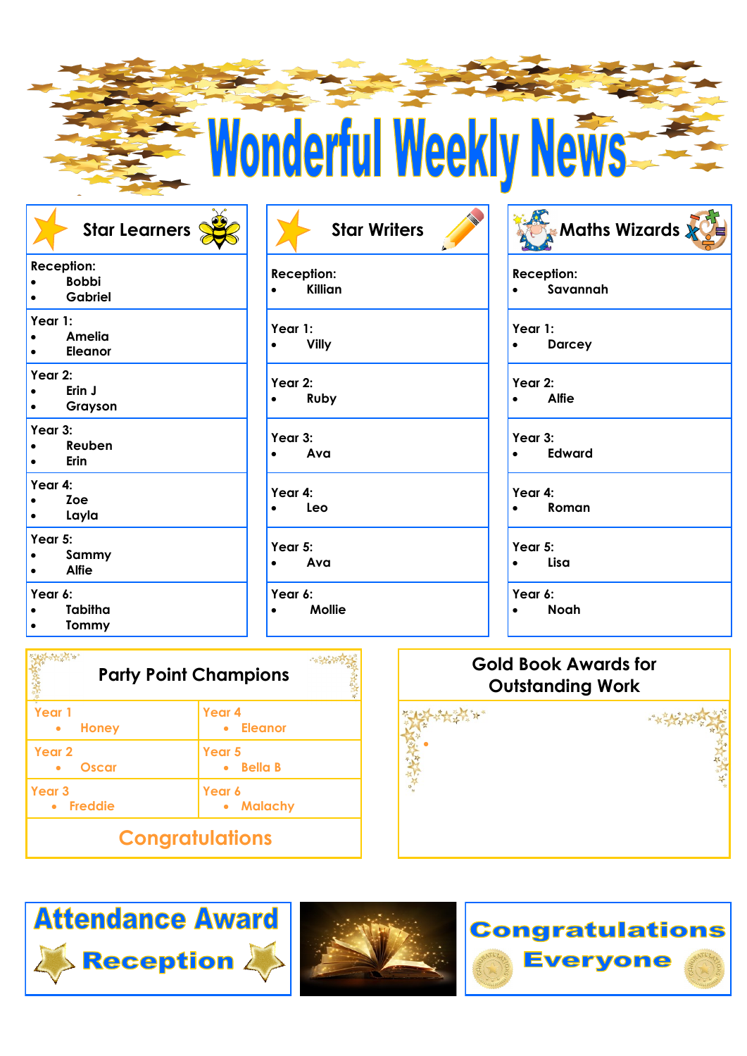# Wonderful Weekly News

## Star Learners

Reception:
- Bobbi
- Gabriel

Year 1:
- Amelia
- Eleanor

Year 2:
- Erin J
- Grayson

Year 3:
- Reuben
- Erin

Year 4:
- Zoe
- Layla

Year 5:
- Sammy
- Alfie

Year 6:
- Tabitha
- Tommy

## Star Writers

Reception:
- Killian

Year 1:
- Villy

Year 2:
- Ruby

Year 3:
- Ava

Year 4:
- Leo

Year 5:
- Ava

Year 6:
- Mollie

## Maths Wizards

Reception:
- Savannah

Year 1:
- Darcey

Year 2:
- Alfie

Year 3:
- Edward

Year 4:
- Roman

Year 5:
- Lisa

Year 6:
- Noah

## Party Point Champions

| | |
|---|---|
| Year 1<br>• Honey | Year 4<br>• Eleanor |
| Year 2<br>• Oscar | Year 5<br>• Bella B |
| Year 3<br>• Freddie | Year 6<br>• Malachy |

Congratulations

## Gold Book Awards for Outstanding Work

## Attendance Award

Reception

## Congratulations Everyone